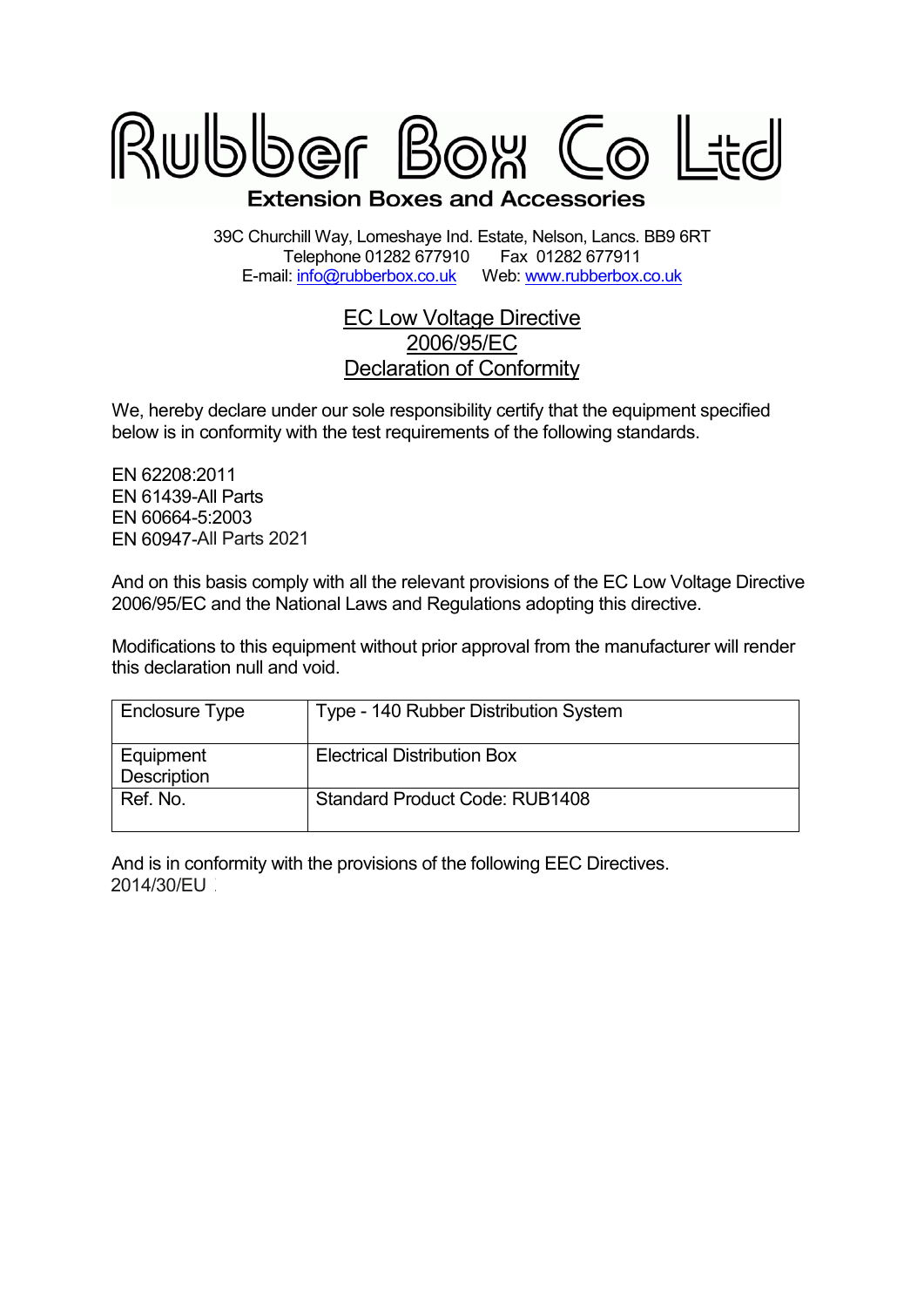# Rubber Box Co Ltd

**Extension Boxes and Accessories**

39C Churchill Way, Lomeshaye Ind. Estate, Nelson, Lancs. BB9 6RT
Telephone 01282 677910  Fax 01282 677911
E-mail: info@rubberbox.co.uk  Web: www.rubberbox.co.uk

## EC Low Voltage Directive 2006/95/EC Declaration of Conformity

We, hereby declare under our sole responsibility certify that the equipment specified below is in conformity with the test requirements of the following standards.

EN 62208:2011
EN 61439-All Parts
EN 60664-5:2003
EN 60947-All Parts 2021

And on this basis comply with all the relevant provisions of the EC Low Voltage Directive 2006/95/EC and the National Laws and Regulations adopting this directive.

Modifications to this equipment without prior approval from the manufacturer will render this declaration null and void.

| Enclosure Type | Type - 140 Rubber Distribution System |
| --- | --- |
| Equipment Description | Electrical Distribution Box |
| Ref. No. | Standard Product Code: RUB1408 |

And is in conformity with the provisions of the following EEC Directives.
2014/30/EU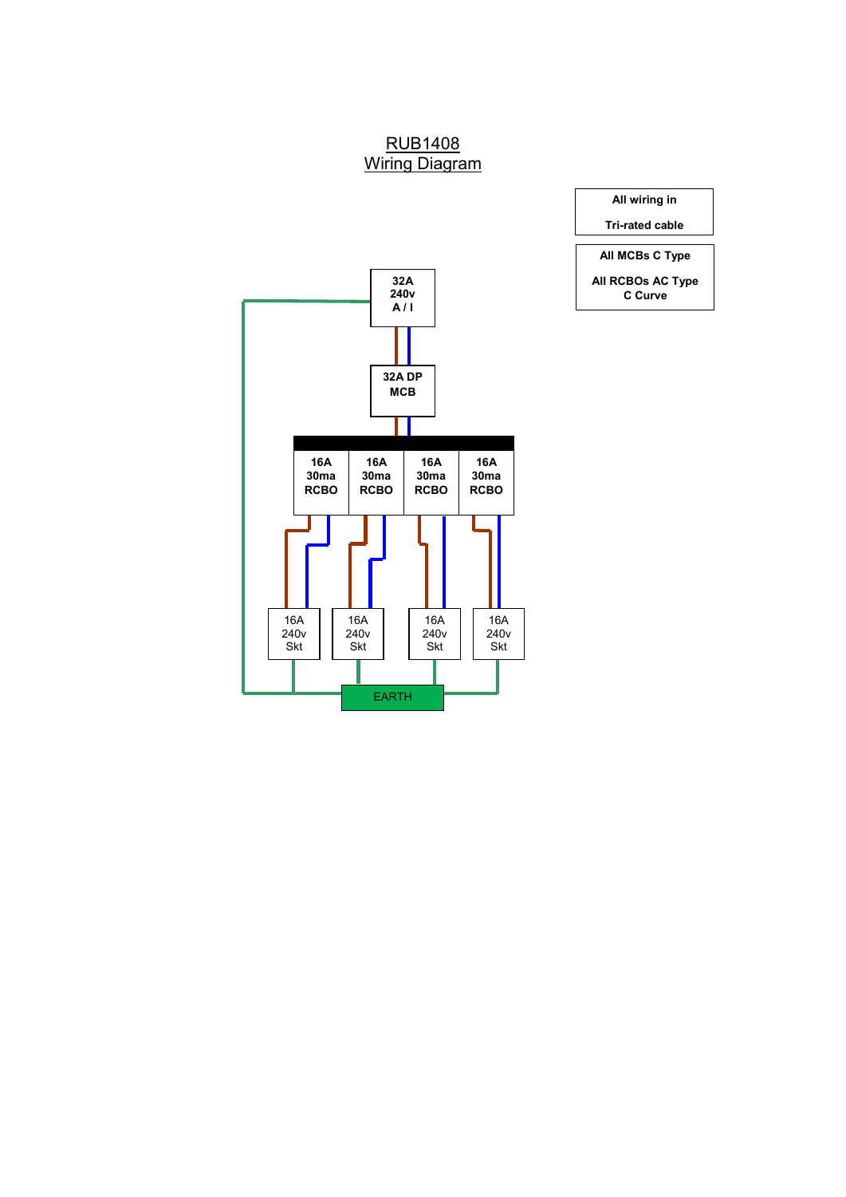# RUB1408
## Wiring Diagram

**All wiring in**

**Tri-rated cable**

**All MCBs C Type**

**All RCBOs AC Type**
**C Curve**

**32A**
**240v**
**A / I**

**32A DP**
**MCB**

**16A**
**30ma**
**RCBO**

**16A**
**30ma**
**RCBO**

**16A**
**30ma**
**RCBO**

**16A**
**30ma**
**RCBO**

16A
240v
Skt

16A
240v
Skt

16A
240v
Skt

16A
240v
Skt

EARTH